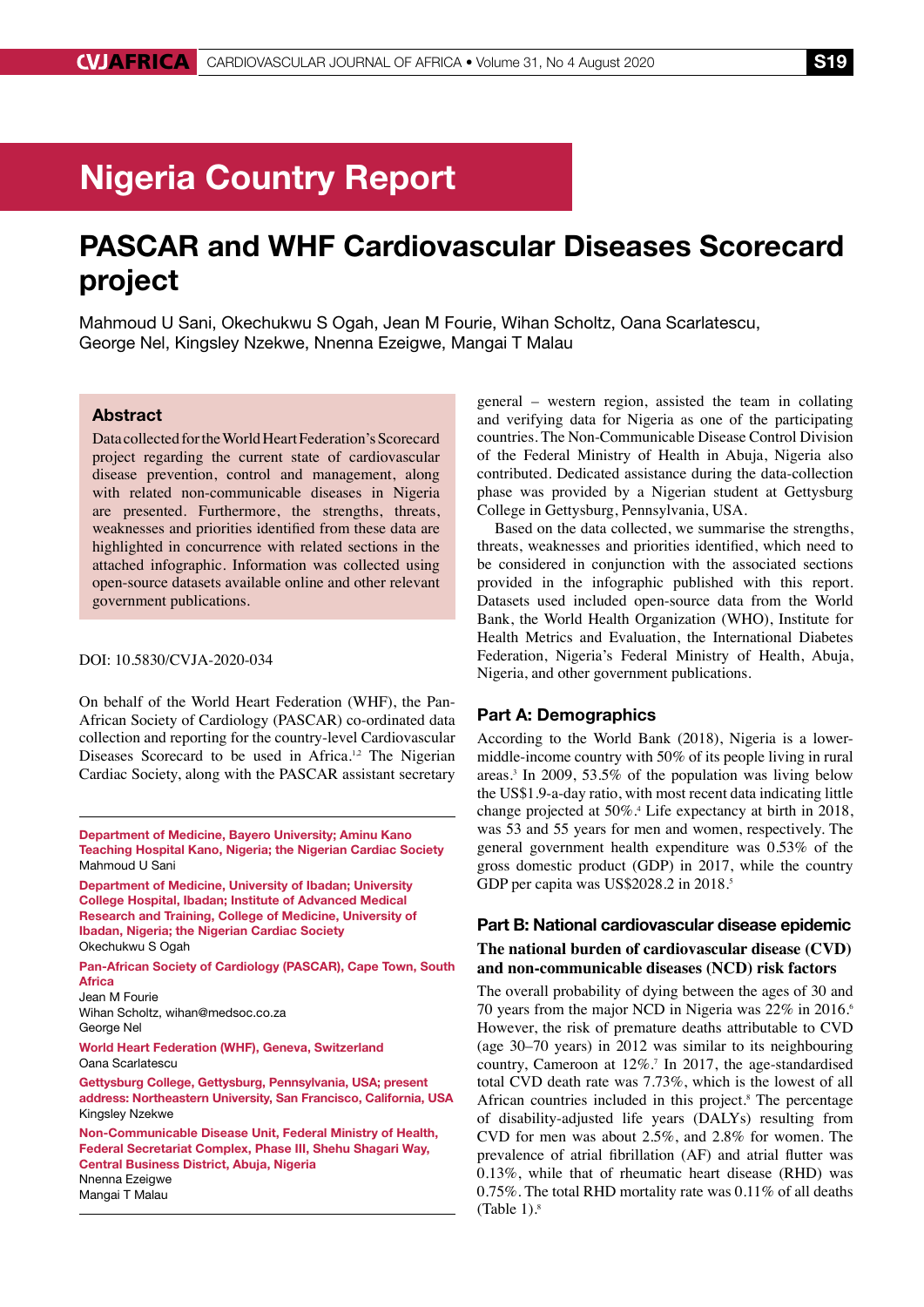# Nigeria Country Report

## PASCAR and WHF Cardiovascular Diseases Scorecard project

Mahmoud U Sani, Okechukwu S Ogah, Jean M Fourie, Wihan Scholtz, Oana Scarlatescu, George Nel, Kingsley Nzekwe, Nnenna Ezeigwe, Mangai T Malau

### Abstract

Data collected for the World Heart Federation's Scorecard project regarding the current state of cardiovascular disease prevention, control and management, along with related non-communicable diseases in Nigeria are presented. Furthermore, the strengths, threats, weaknesses and priorities identified from these data are highlighted in concurrence with related sections in the attached infographic. Information was collected using open-source datasets available online and other relevant government publications.

DOI: 10.5830/CVJA-2020-034

On behalf of the World Heart Federation (WHF), the Pan-African Society of Cardiology (PASCAR) co-ordinated data collection and reporting for the country-level Cardiovascular Diseases Scorecard to be used in Africa.[1,2] The Nigerian Cardiac Society, along with the PASCAR assistant secretary general – western region, assisted the team in collating and verifying data for Nigeria as one of the participating countries. The Non-Communicable Disease Control Division of the Federal Ministry of Health in Abuja, Nigeria also contributed. Dedicated assistance during the data-collection phase was provided by a Nigerian student at Gettysburg College in Gettysburg, Pennsylvania, USA.

Based on the data collected, we summarise the strengths, threats, weaknesses and priorities identified, which need to be considered in conjunction with the associated sections provided in the infographic published with this report. Datasets used included open-source data from the World Bank, the World Health Organization (WHO), Institute for Health Metrics and Evaluation, the International Diabetes Federation, Nigeria's Federal Ministry of Health, Abuja, Nigeria, and other government publications.

**Department of Medicine, Bayero University; Aminu Kano Teaching Hospital Kano, Nigeria; the Nigerian Cardiac Society**
Mahmoud U Sani

**Department of Medicine, University of Ibadan; University College Hospital, Ibadan; Institute of Advanced Medical Research and Training, College of Medicine, University of Ibadan, Nigeria; the Nigerian Cardiac Society**
Okechukwu S Ogah

**Pan-African Society of Cardiology (PASCAR), Cape Town, South Africa**
Jean M Fourie
Wihan Scholtz, wihan@medsoc.co.za
George Nel

**World Heart Federation (WHF), Geneva, Switzerland**
Oana Scarlatescu

**Gettysburg College, Gettysburg, Pennsylvania, USA; present address: Northeastern University, San Francisco, California, USA**
Kingsley Nzekwe

**Non-Communicable Disease Unit, Federal Ministry of Health, Federal Secretariat Complex, Phase III, Shehu Shagari Way, Central Business District, Abuja, Nigeria**
Nnenna Ezeigwe
Mangai T Malau

### Part A: Demographics

According to the World Bank (2018), Nigeria is a lower-middle-income country with 50% of its people living in rural areas.[3] In 2009, 53.5% of the population was living below the US$1.9-a-day ratio, with most recent data indicating little change projected at 50%.[4] Life expectancy at birth in 2018, was 53 and 55 years for men and women, respectively. The general government health expenditure was 0.53% of the gross domestic product (GDP) in 2017, while the country GDP per capita was US$2028.2 in 2018.[5]

### Part B: National cardiovascular disease epidemic

#### The national burden of cardiovascular disease (CVD) and non-communicable diseases (NCD) risk factors

The overall probability of dying between the ages of 30 and 70 years from the major NCD in Nigeria was 22% in 2016.[6] However, the risk of premature deaths attributable to CVD (age 30–70 years) in 2012 was similar to its neighbouring country, Cameroon at 12%.[7] In 2017, the age-standardised total CVD death rate was 7.73%, which is the lowest of all African countries included in this project.[8] The percentage of disability-adjusted life years (DALYs) resulting from CVD for men was about 2.5%, and 2.8% for women. The prevalence of atrial fibrillation (AF) and atrial flutter was 0.13%, while that of rheumatic heart disease (RHD) was 0.75%. The total RHD mortality rate was 0.11% of all deaths (Table 1).[8]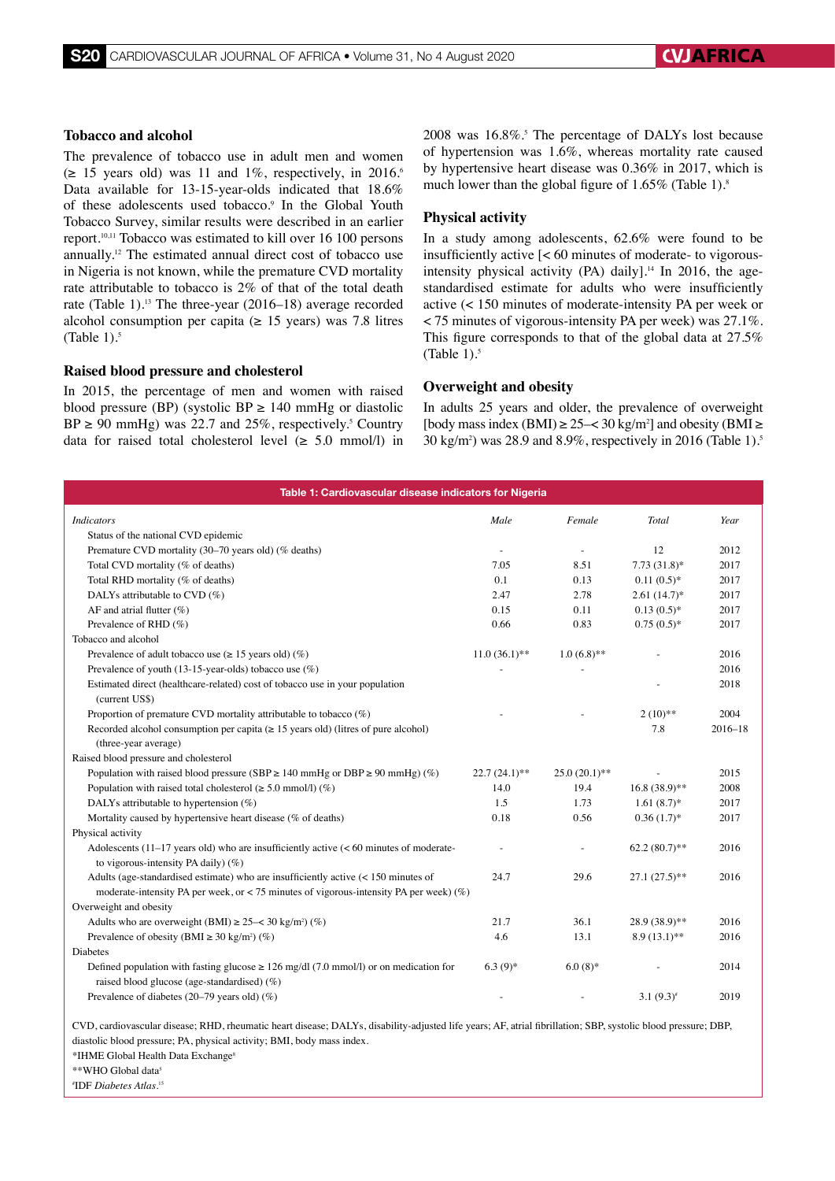### Tobacco and alcohol

The prevalence of tobacco use in adult men and women (≥ 15 years old) was 11 and 1%, respectively, in 2016.[6] Data available for 13-15-year-olds indicated that 18.6% of these adolescents used tobacco.[9] In the Global Youth Tobacco Survey, similar results were described in an earlier report.[10,11] Tobacco was estimated to kill over 16 100 persons annually.[12] The estimated annual direct cost of tobacco use in Nigeria is not known, while the premature CVD mortality rate attributable to tobacco is 2% of that of the total death rate (Table 1).[13] The three-year (2016–18) average recorded alcohol consumption per capita (≥ 15 years) was 7.8 litres (Table 1).[5]

### Raised blood pressure and cholesterol

In 2015, the percentage of men and women with raised blood pressure (BP) (systolic BP ≥ 140 mmHg or diastolic BP ≥ 90 mmHg) was 22.7 and 25%, respectively.[5] Country data for raised total cholesterol level (≥ 5.0 mmol/l) in 2008 was 16.8%.[5] The percentage of DALYs lost because of hypertension was 1.6%, whereas mortality rate caused by hypertensive heart disease was 0.36% in 2017, which is much lower than the global figure of 1.65% (Table 1).[8]

### Physical activity

In a study among adolescents, 62.6% were found to be insufficiently active [< 60 minutes of moderate- to vigorous-intensity physical activity (PA) daily].[14] In 2016, the age-standardised estimate for adults who were insufficiently active (< 150 minutes of moderate-intensity PA per week or < 75 minutes of vigorous-intensity PA per week) was 27.1%. This figure corresponds to that of the global data at 27.5% (Table 1).[5]

### Overweight and obesity

In adults 25 years and older, the prevalence of overweight [body mass index (BMI) ≥ 25–< 30 kg/m²] and obesity (BMI ≥ 30 kg/m²) was 28.9 and 8.9%, respectively in 2016 (Table 1).[5]

**Table 1: Cardiovascular disease indicators for Nigeria**

| *Indicators* | *Male* | *Female* | *Total* | *Year* |
|---|---|---|---|---|
| Status of the national CVD epidemic | | | | |
| Premature CVD mortality (30–70 years old) (% deaths) | - | - | 12 | 2012 |
| Total CVD mortality (% of deaths) | 7.05 | 8.51 | 7.73 (31.8)* | 2017 |
| Total RHD mortality (% of deaths) | 0.1 | 0.13 | 0.11 (0.5)* | 2017 |
| DALYs attributable to CVD (%) | 2.47 | 2.78 | 2.61 (14.7)* | 2017 |
| AF and atrial flutter (%) | 0.15 | 0.11 | 0.13 (0.5)* | 2017 |
| Prevalence of RHD (%) | 0.66 | 0.83 | 0.75 (0.5)* | 2017 |
| Tobacco and alcohol | | | | |
| Prevalence of adult tobacco use (≥ 15 years old) (%) | 11.0 (36.1)** | 1.0 (6.8)** | - | 2016 |
| Prevalence of youth (13-15-year-olds) tobacco use (%) | - | - | | 2016 |
| Estimated direct (healthcare-related) cost of tobacco use in your population (current US$) | | | - | 2018 |
| Proportion of premature CVD mortality attributable to tobacco (%) | - | - | 2 (10)** | 2004 |
| Recorded alcohol consumption per capita (≥ 15 years old) (litres of pure alcohol) (three-year average) | | | 7.8 | 2016–18 |
| Raised blood pressure and cholesterol | | | | |
| Population with raised blood pressure (SBP ≥ 140 mmHg or DBP ≥ 90 mmHg) (%) | 22.7 (24.1)** | 25.0 (20.1)** | - | 2015 |
| Population with raised total cholesterol (≥ 5.0 mmol/l) (%) | 14.0 | 19.4 | 16.8 (38.9)** | 2008 |
| DALYs attributable to hypertension (%) | 1.5 | 1.73 | 1.61 (8.7)* | 2017 |
| Mortality caused by hypertensive heart disease (% of deaths) | 0.18 | 0.56 | 0.36 (1.7)* | 2017 |
| Physical activity | | | | |
| Adolescents (11–17 years old) who are insufficiently active (< 60 minutes of moderate- to vigorous-intensity PA daily) (%) | - | - | 62.2 (80.7)** | 2016 |
| Adults (age-standardised estimate) who are insufficiently active (< 150 minutes of moderate-intensity PA per week, or < 75 minutes of vigorous-intensity PA per week) (%) | 24.7 | 29.6 | 27.1 (27.5)** | 2016 |
| Overweight and obesity | | | | |
| Adults who are overweight (BMI) ≥ 25–< 30 kg/m²) (%) | 21.7 | 36.1 | 28.9 (38.9)** | 2016 |
| Prevalence of obesity (BMI ≥ 30 kg/m²) (%) | 4.6 | 13.1 | 8.9 (13.1)** | 2016 |
| Diabetes | | | | |
| Defined population with fasting glucose ≥ 126 mg/dl (7.0 mmol/l) or on medication for raised blood glucose (age-standardised) (%) | 6.3 (9)* | 6.0 (8)* | - | 2014 |
| Prevalence of diabetes (20–79 years old) (%) | - | - | 3.1 (9.3)[#] | 2019 |

CVD, cardiovascular disease; RHD, rheumatic heart disease; DALYs, disability-adjusted life years; AF, atrial fibrillation; SBP, systolic blood pressure; DBP, diastolic blood pressure; PA, physical activity; BMI, body mass index.
*IHME Global Health Data Exchange[8]
**WHO Global data[5]
[#]IDF *Diabetes Atlas*.[15]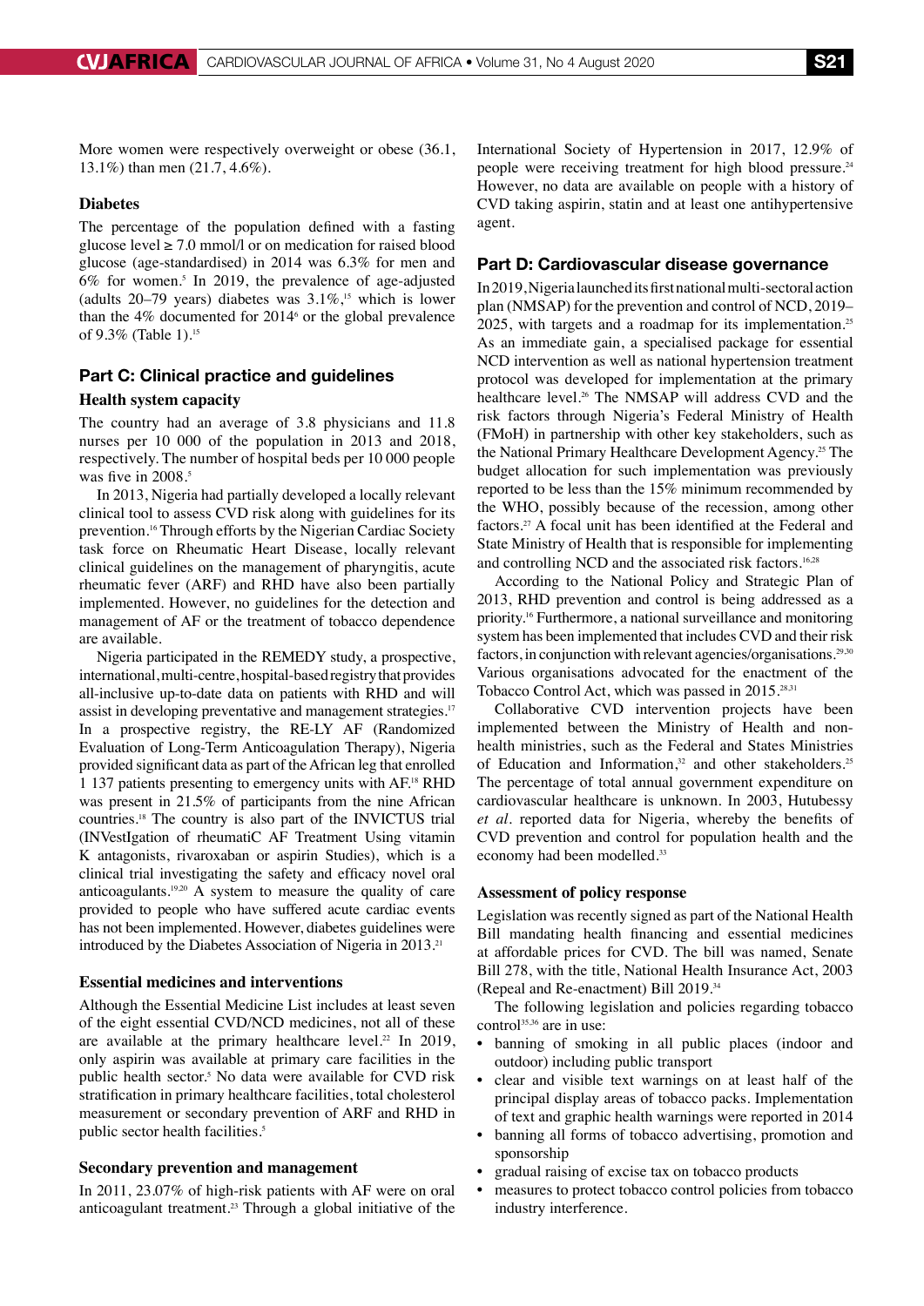More women were respectively overweight or obese (36.1, 13.1%) than men (21.7, 4.6%).

### Diabetes

The percentage of the population defined with a fasting glucose level ≥ 7.0 mmol/l or on medication for raised blood glucose (age-standardised) in 2014 was 6.3% for men and 6% for women.[5] In 2019, the prevalence of age-adjusted (adults 20–79 years) diabetes was 3.1%,[15] which is lower than the 4% documented for 2014[6] or the global prevalence of 9.3% (Table 1).[15]

## Part C: Clinical practice and guidelines

### Health system capacity

The country had an average of 3.8 physicians and 11.8 nurses per 10 000 of the population in 2013 and 2018, respectively. The number of hospital beds per 10 000 people was five in 2008.[5]

In 2013, Nigeria had partially developed a locally relevant clinical tool to assess CVD risk along with guidelines for its prevention.[16] Through efforts by the Nigerian Cardiac Society task force on Rheumatic Heart Disease, locally relevant clinical guidelines on the management of pharyngitis, acute rheumatic fever (ARF) and RHD have also been partially implemented. However, no guidelines for the detection and management of AF or the treatment of tobacco dependence are available.

Nigeria participated in the REMEDY study, a prospective, international, multi-centre, hospital-based registry that provides all-inclusive up-to-date data on patients with RHD and will assist in developing preventative and management strategies.[17] In a prospective registry, the RE-LY AF (Randomized Evaluation of Long-Term Anticoagulation Therapy), Nigeria provided significant data as part of the African leg that enrolled 1 137 patients presenting to emergency units with AF.[18] RHD was present in 21.5% of participants from the nine African countries.[18] The country is also part of the INVICTUS trial (INVestIgation of rheumatiC AF Treatment Using vitamin K antagonists, rivaroxaban or aspirin Studies), which is a clinical trial investigating the safety and efficacy novel oral anticoagulants.[19,20] A system to measure the quality of care provided to people who have suffered acute cardiac events has not been implemented. However, diabetes guidelines were introduced by the Diabetes Association of Nigeria in 2013.[21]

### Essential medicines and interventions

Although the Essential Medicine List includes at least seven of the eight essential CVD/NCD medicines, not all of these are available at the primary healthcare level.[22] In 2019, only aspirin was available at primary care facilities in the public health sector.[5] No data were available for CVD risk stratification in primary healthcare facilities, total cholesterol measurement or secondary prevention of ARF and RHD in public sector health facilities.[5]

### Secondary prevention and management

In 2011, 23.07% of high-risk patients with AF were on oral anticoagulant treatment.[23] Through a global initiative of the International Society of Hypertension in 2017, 12.9% of people were receiving treatment for high blood pressure.[24] However, no data are available on people with a history of CVD taking aspirin, statin and at least one antihypertensive agent.

## Part D: Cardiovascular disease governance

In 2019, Nigeria launched its first national multi-sectoral action plan (NMSAP) for the prevention and control of NCD, 2019–2025, with targets and a roadmap for its implementation.[25] As an immediate gain, a specialised package for essential NCD intervention as well as national hypertension treatment protocol was developed for implementation at the primary healthcare level.[26] The NMSAP will address CVD and the risk factors through Nigeria's Federal Ministry of Health (FMoH) in partnership with other key stakeholders, such as the National Primary Healthcare Development Agency.[25] The budget allocation for such implementation was previously reported to be less than the 15% minimum recommended by the WHO, possibly because of the recession, among other factors.[27] A focal unit has been identified at the Federal and State Ministry of Health that is responsible for implementing and controlling NCD and the associated risk factors.[16,28]

According to the National Policy and Strategic Plan of 2013, RHD prevention and control is being addressed as a priority.[16] Furthermore, a national surveillance and monitoring system has been implemented that includes CVD and their risk factors, in conjunction with relevant agencies/organisations.[29,30] Various organisations advocated for the enactment of the Tobacco Control Act, which was passed in 2015.[28,31]

Collaborative CVD intervention projects have been implemented between the Ministry of Health and non-health ministries, such as the Federal and States Ministries of Education and Information,[32] and other stakeholders.[25] The percentage of total annual government expenditure on cardiovascular healthcare is unknown. In 2003, Hutubessy *et al.* reported data for Nigeria, whereby the benefits of CVD prevention and control for population health and the economy had been modelled.[33]

### Assessment of policy response

Legislation was recently signed as part of the National Health Bill mandating health financing and essential medicines at affordable prices for CVD. The bill was named, Senate Bill 278, with the title, National Health Insurance Act, 2003 (Repeal and Re-enactment) Bill 2019.[34]

The following legislation and policies regarding tobacco control[35,36] are in use:

- banning of smoking in all public places (indoor and outdoor) including public transport
- clear and visible text warnings on at least half of the principal display areas of tobacco packs. Implementation of text and graphic health warnings were reported in 2014
- banning all forms of tobacco advertising, promotion and sponsorship
- gradual raising of excise tax on tobacco products
- measures to protect tobacco control policies from tobacco industry interference.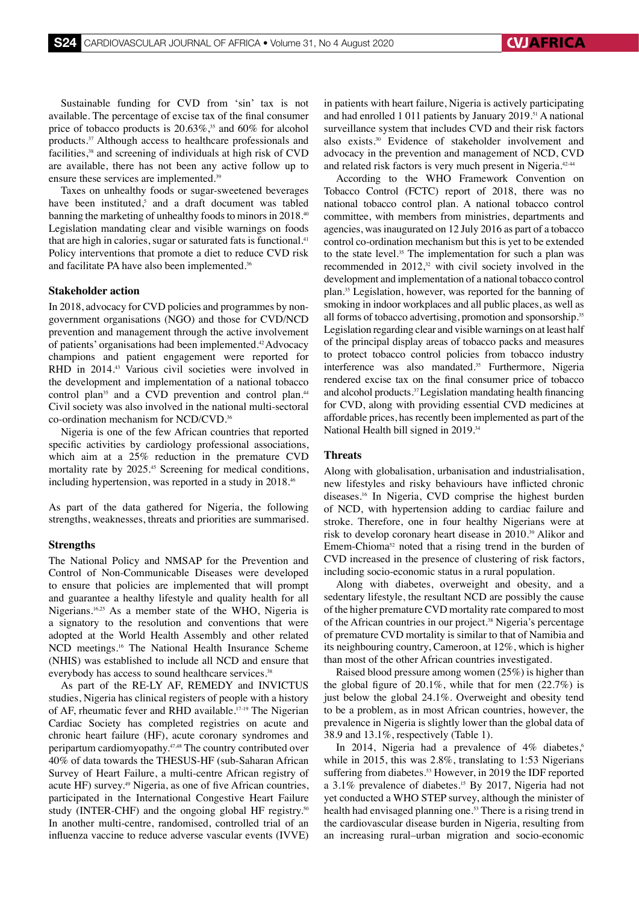Sustainable funding for CVD from 'sin' tax is not available. The percentage of excise tax of the final consumer price of tobacco products is 20.63%,[35] and 60% for alcohol products.[37] Although access to healthcare professionals and facilities,[38] and screening of individuals at high risk of CVD are available, there has not been any active follow up to ensure these services are implemented.[39]

Taxes on unhealthy foods or sugar-sweetened beverages have been instituted,[5] and a draft document was tabled banning the marketing of unhealthy foods to minors in 2018.[40] Legislation mandating clear and visible warnings on foods that are high in calories, sugar or saturated fats is functional.[41] Policy interventions that promote a diet to reduce CVD risk and facilitate PA have also been implemented.[36]

### Stakeholder action

In 2018, advocacy for CVD policies and programmes by non-government organisations (NGO) and those for CVD/NCD prevention and management through the active involvement of patients' organisations had been implemented.[42] Advocacy champions and patient engagement were reported for RHD in 2014.[43] Various civil societies were involved in the development and implementation of a national tobacco control plan[35] and a CVD prevention and control plan.[44] Civil society was also involved in the national multi-sectoral co-ordination mechanism for NCD/CVD.[36]

Nigeria is one of the few African countries that reported specific activities by cardiology professional associations, which aim at a 25% reduction in the premature CVD mortality rate by 2025.[45] Screening for medical conditions, including hypertension, was reported in a study in 2018.[46]

As part of the data gathered for Nigeria, the following strengths, weaknesses, threats and priorities are summarised.

### Strengths

The National Policy and NMSAP for the Prevention and Control of Non-Communicable Diseases were developed to ensure that policies are implemented that will prompt and guarantee a healthy lifestyle and quality health for all Nigerians.[16,25] As a member state of the WHO, Nigeria is a signatory to the resolution and conventions that were adopted at the World Health Assembly and other related NCD meetings.[16] The National Health Insurance Scheme (NHIS) was established to include all NCD and ensure that everybody has access to sound healthcare services.[38]

As part of the RE-LY AF, REMEDY and INVICTUS studies, Nigeria has clinical registers of people with a history of AF, rheumatic fever and RHD available.[17-19] The Nigerian Cardiac Society has completed registries on acute and chronic heart failure (HF), acute coronary syndromes and peripartum cardiomyopathy.[47,48] The country contributed over 40% of data towards the THESUS-HF (sub-Saharan African Survey of Heart Failure, a multi-centre African registry of acute HF) survey.[49] Nigeria, as one of five African countries, participated in the International Congestive Heart Failure study (INTER-CHF) and the ongoing global HF registry.[50] In another multi-centre, randomised, controlled trial of an influenza vaccine to reduce adverse vascular events (IVVE) in patients with heart failure, Nigeria is actively participating and had enrolled 1 011 patients by January 2019.[51] A national surveillance system that includes CVD and their risk factors also exists.[30] Evidence of stakeholder involvement and advocacy in the prevention and management of NCD, CVD and related risk factors is very much present in Nigeria.[42-44]

According to the WHO Framework Convention on Tobacco Control (FCTC) report of 2018, there was no national tobacco control plan. A national tobacco control committee, with members from ministries, departments and agencies, was inaugurated on 12 July 2016 as part of a tobacco control co-ordination mechanism but this is yet to be extended to the state level.[35] The implementation for such a plan was recommended in 2012,[32] with civil society involved in the development and implementation of a national tobacco control plan.[35] Legislation, however, was reported for the banning of smoking in indoor workplaces and all public places, as well as all forms of tobacco advertising, promotion and sponsorship.[35] Legislation regarding clear and visible warnings on at least half of the principal display areas of tobacco packs and measures to protect tobacco control policies from tobacco industry interference was also mandated.[35] Furthermore, Nigeria rendered excise tax on the final consumer price of tobacco and alcohol products.[37] Legislation mandating health financing for CVD, along with providing essential CVD medicines at affordable prices, has recently been implemented as part of the National Health bill signed in 2019.[34]

### Threats

Along with globalisation, urbanisation and industrialisation, new lifestyles and risky behaviours have inflicted chronic diseases.[16] In Nigeria, CVD comprise the highest burden of NCD, with hypertension adding to cardiac failure and stroke. Therefore, one in four healthy Nigerians were at risk to develop coronary heart disease in 2010.[39] Alikor and Emem-Chioma[52] noted that a rising trend in the burden of CVD increased in the presence of clustering of risk factors, including socio-economic status in a rural population.

Along with diabetes, overweight and obesity, and a sedentary lifestyle, the resultant NCD are possibly the cause of the higher premature CVD mortality rate compared to most of the African countries in our project.[38] Nigeria's percentage of premature CVD mortality is similar to that of Namibia and its neighbouring country, Cameroon, at 12%, which is higher than most of the other African countries investigated.

Raised blood pressure among women (25%) is higher than the global figure of 20.1%, while that for men (22.7%) is just below the global 24.1%. Overweight and obesity tend to be a problem, as in most African countries, however, the prevalence in Nigeria is slightly lower than the global data of 38.9 and 13.1%, respectively (Table 1).

In 2014, Nigeria had a prevalence of 4% diabetes,[6] while in 2015, this was 2.8%, translating to 1:53 Nigerians suffering from diabetes.[53] However, in 2019 the IDF reported a 3.1% prevalence of diabetes.[15] By 2017, Nigeria had not yet conducted a WHO STEP survey, although the minister of health had envisaged planning one.[53] There is a rising trend in the cardiovascular disease burden in Nigeria, resulting from an increasing rural–urban migration and socio-economic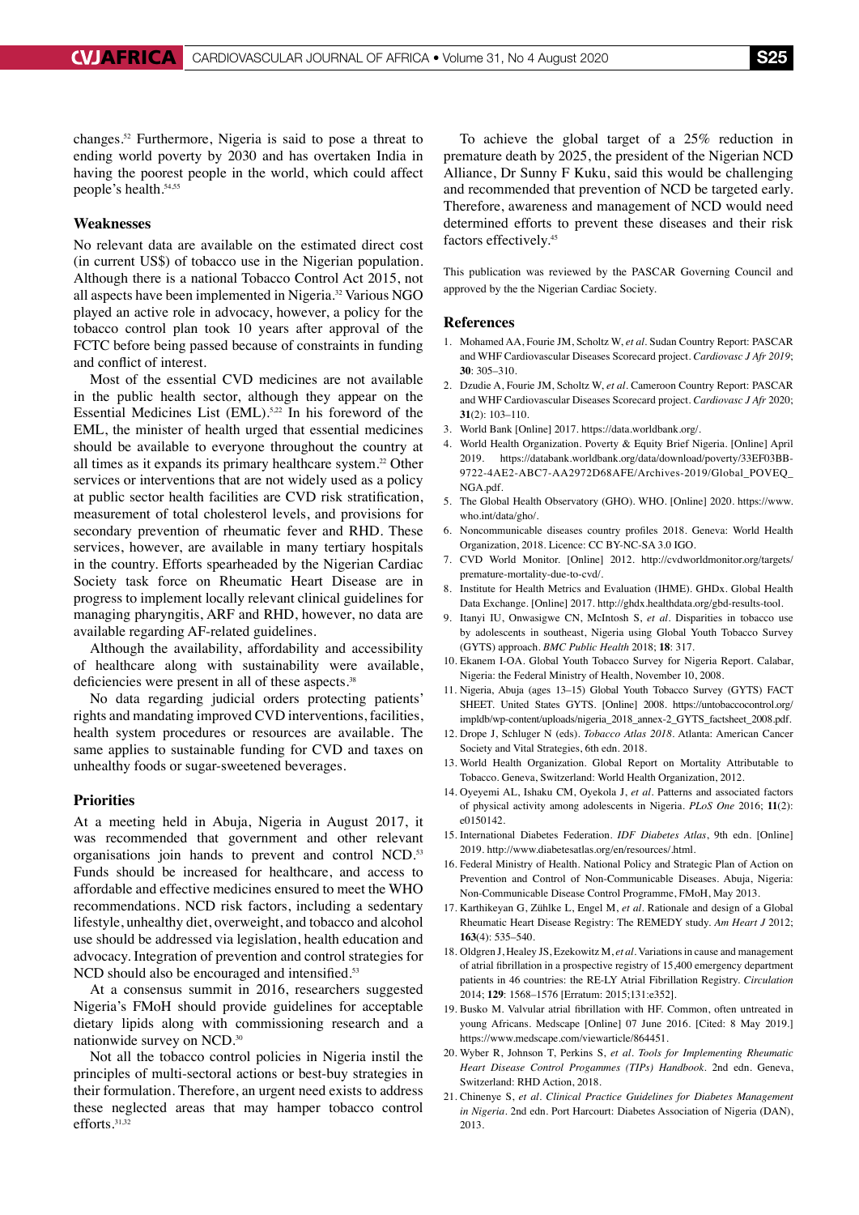changes.[52] Furthermore, Nigeria is said to pose a threat to ending world poverty by 2030 and has overtaken India in having the poorest people in the world, which could affect people's health.[54,55]

### Weaknesses

No relevant data are available on the estimated direct cost (in current US$) of tobacco use in the Nigerian population. Although there is a national Tobacco Control Act 2015, not all aspects have been implemented in Nigeria.[32] Various NGO played an active role in advocacy, however, a policy for the tobacco control plan took 10 years after approval of the FCTC before being passed because of constraints in funding and conflict of interest.

Most of the essential CVD medicines are not available in the public health sector, although they appear on the Essential Medicines List (EML).[5,22] In his foreword of the EML, the minister of health urged that essential medicines should be available to everyone throughout the country at all times as it expands its primary healthcare system.[22] Other services or interventions that are not widely used as a policy at public sector health facilities are CVD risk stratification, measurement of total cholesterol levels, and provisions for secondary prevention of rheumatic fever and RHD. These services, however, are available in many tertiary hospitals in the country. Efforts spearheaded by the Nigerian Cardiac Society task force on Rheumatic Heart Disease are in progress to implement locally relevant clinical guidelines for managing pharyngitis, ARF and RHD, however, no data are available regarding AF-related guidelines.

Although the availability, affordability and accessibility of healthcare along with sustainability were available, deficiencies were present in all of these aspects.[38]

No data regarding judicial orders protecting patients' rights and mandating improved CVD interventions, facilities, health system procedures or resources are available. The same applies to sustainable funding for CVD and taxes on unhealthy foods or sugar-sweetened beverages.

### Priorities

At a meeting held in Abuja, Nigeria in August 2017, it was recommended that government and other relevant organisations join hands to prevent and control NCD.[53] Funds should be increased for healthcare, and access to affordable and effective medicines ensured to meet the WHO recommendations. NCD risk factors, including a sedentary lifestyle, unhealthy diet, overweight, and tobacco and alcohol use should be addressed via legislation, health education and advocacy. Integration of prevention and control strategies for NCD should also be encouraged and intensified.[53]

At a consensus summit in 2016, researchers suggested Nigeria's FMoH should provide guidelines for acceptable dietary lipids along with commissioning research and a nationwide survey on NCD.[30]

Not all the tobacco control policies in Nigeria instil the principles of multi-sectoral actions or best-buy strategies in their formulation. Therefore, an urgent need exists to address these neglected areas that may hamper tobacco control efforts.[31,32]

To achieve the global target of a 25% reduction in premature death by 2025, the president of the Nigerian NCD Alliance, Dr Sunny F Kuku, said this would be challenging and recommended that prevention of NCD be targeted early. Therefore, awareness and management of NCD would need determined efforts to prevent these diseases and their risk factors effectively.[45]

This publication was reviewed by the PASCAR Governing Council and approved by the the Nigerian Cardiac Society.

## References

1. Mohamed AA, Fourie JM, Scholtz W, *et al*. Sudan Country Report: PASCAR and WHF Cardiovascular Diseases Scorecard project. *Cardiovasc J Afr 2019*; **30**: 305–310.
2. Dzudie A, Fourie JM, Scholtz W, *et al*. Cameroon Country Report: PASCAR and WHF Cardiovascular Diseases Scorecard project. *Cardiovasc J Afr* 2020; **31**(2): 103–110.
3. World Bank [Online] 2017. https://data.worldbank.org/.
4. World Health Organization. Poverty & Equity Brief Nigeria. [Online] April 2019. https://databank.worldbank.org/data/download/poverty/33EF03BB-9722-4AE2-ABC7-AA2972D68AFE/Archives-2019/Global_POVEQ_NGA.pdf.
5. The Global Health Observatory (GHO). WHO. [Online] 2020. https://www.who.int/data/gho/.
6. Noncommunicable diseases country profiles 2018. Geneva: World Health Organization, 2018. Licence: CC BY-NC-SA 3.0 IGO.
7. CVD World Monitor. [Online] 2012. http://cvdworldmonitor.org/targets/premature-mortality-due-to-cvd/.
8. Institute for Health Metrics and Evaluation (IHME). GHDx. Global Health Data Exchange. [Online] 2017. http://ghdx.healthdata.org/gbd-results-tool.
9. Itanyi IU, Onwasigwe CN, McIntosh S, *et al*. Disparities in tobacco use by adolescents in southeast, Nigeria using Global Youth Tobacco Survey (GYTS) approach. *BMC Public Health* 2018; **18**: 317.
10. Ekanem I-OA. Global Youth Tobacco Survey for Nigeria Report. Calabar, Nigeria: the Federal Ministry of Health, November 10, 2008.
11. Nigeria, Abuja (ages 13–15) Global Youth Tobacco Survey (GYTS) FACT SHEET. United States GYTS. [Online] 2008. https://untobaccocontrol.org/impldb/wp-content/uploads/nigeria_2018_annex-2_GYTS_factsheet_2008.pdf.
12. Drope J, Schluger N (eds). *Tobacco Atlas 2018*. Atlanta: American Cancer Society and Vital Strategies, 6th edn. 2018.
13. World Health Organization. Global Report on Mortality Attributable to Tobacco. Geneva, Switzerland: World Health Organization, 2012.
14. Oyeyemi AL, Ishaku CM, Oyekola J, *et al*. Patterns and associated factors of physical activity among adolescents in Nigeria. *PLoS One* 2016; **11**(2): e0150142.
15. International Diabetes Federation. *IDF Diabetes Atlas*, 9th edn. [Online] 2019. http://www.diabetesatlas.org/en/resources/.html.
16. Federal Ministry of Health. National Policy and Strategic Plan of Action on Prevention and Control of Non-Communicable Diseases. Abuja, Nigeria: Non-Communicable Disease Control Programme, FMoH, May 2013.
17. Karthikeyan G, Zühlke L, Engel M, *et al*. Rationale and design of a Global Rheumatic Heart Disease Registry: The REMEDY study. *Am Heart J* 2012; **163**(4): 535–540.
18. Oldgren J, Healey JS, Ezekowitz M, *et al*. Variations in cause and management of atrial fibrillation in a prospective registry of 15,400 emergency department patients in 46 countries: the RE-LY Atrial Fibrillation Registry. *Circulation* 2014; **129**: 1568–1576 [Erratum: 2015;131:e352].
19. Busko M. Valvular atrial fibrillation with HF. Common, often untreated in young Africans. Medscape [Online] 07 June 2016. [Cited: 8 May 2019.] https://www.medscape.com/viewarticle/864451.
20. Wyber R, Johnson T, Perkins S, *et al*. *Tools for Implementing Rheumatic Heart Disease Control Progammes (TIPs) Handbook*. 2nd edn. Geneva, Switzerland: RHD Action, 2018.
21. Chinenye S, *et al*. *Clinical Practice Guidelines for Diabetes Management in Nigeria*. 2nd edn. Port Harcourt: Diabetes Association of Nigeria (DAN), 2013.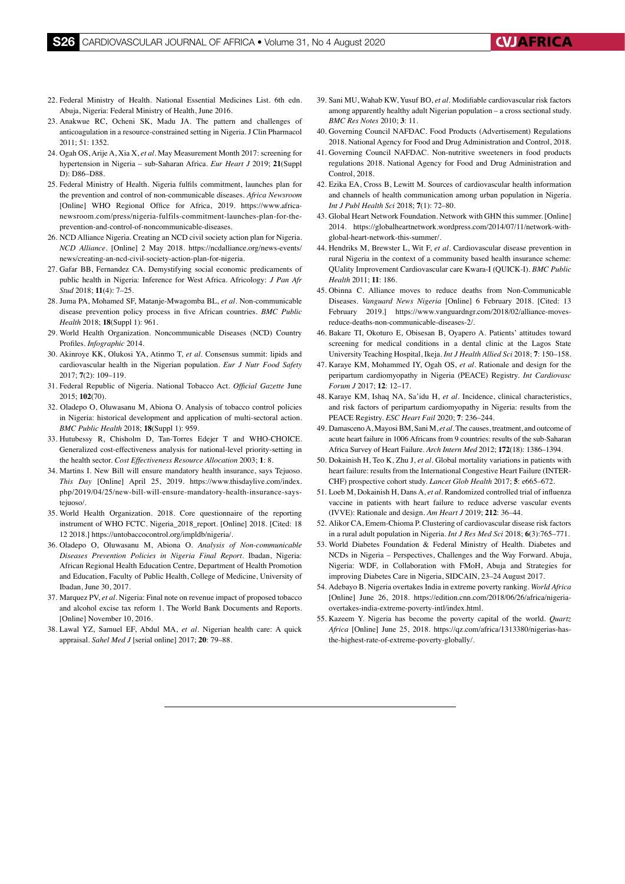22. Federal Ministry of Health. National Essential Medicines List. 6th edn. Abuja, Nigeria: Federal Ministry of Health, June 2016.
23. Anakwue RC, Ocheni SK, Madu JA. The pattern and challenges of anticoagulation in a resource-constrained setting in Nigeria. J Clin Pharmacol 2011; 51: 1352.
24. Ogah OS, Arije A, Xia X, *et al*. May Measurement Month 2017: screening for hypertension in Nigeria – sub-Saharan Africa. *Eur Heart J* 2019; **21**(Suppl D): D86–D88.
25. Federal Ministry of Health. Nigeria fulfils commitment, launches plan for the prevention and control of non-communicable diseases. *Africa Newsroom* [Online] WHO Regional Office for Africa, 2019. https://www.africa-newsroom.com/press/nigeria-fulfils-commitment-launches-plan-for-the-prevention-and-control-of-noncommunicable-diseases.
26. NCD Alliance Nigeria. Creating an NCD civil society action plan for Nigeria. *NCD Alliance*. [Online] 2 May 2018. https://ncdalliance.org/news-events/news/creating-an-ncd-civil-society-action-plan-for-nigeria.
27. Gafar BB, Fernandez CA. Demystifying social economic predicaments of public health in Nigeria: Inference for West Africa. Africology: *J Pan Afr Stud* 2018; **11**(4): 7–25.
28. Juma PA, Mohamed SF, Matanje-Mwagomba BL, *et al*. Non-communicable disease prevention policy process in five African countries. *BMC Public Health* 2018; **18**(Suppl 1): 961.
29. World Health Organization. Noncommunicable Diseases (NCD) Country Profiles. *Infographic* 2014.
30. Akinroye KK, Olukosi YA, Atinmo T, *et al*. Consensus summit: lipids and cardiovascular health in the Nigerian population. *Eur J Nutr Food Safety* 2017; **7**(2): 109–119.
31. Federal Republic of Nigeria. National Tobacco Act. *Official Gazette* June 2015; **102**(70).
32. Oladepo O, Oluwasanu M, Abiona O. Analysis of tobacco control policies in Nigeria: historical development and application of multi-sectoral action. *BMC Public Health* 2018; **18**(Suppl 1): 959.
33. Hutubessy R, Chisholm D, Tan-Torres Edejer T and WHO-CHOICE. Generalized cost-effectiveness analysis for national-level priority-setting in the health sector. *Cost Effectiveness Resource Allocation* 2003; **1**: 8.
34. Martins I. New Bill will ensure mandatory health insurance, says Tejuoso. *This Day* [Online] April 25, 2019. https://www.thisdaylive.com/index.php/2019/04/25/new-bill-will-ensure-mandatory-health-insurance-says-tejuoso/.
35. World Health Organization. 2018. Core questionnaire of the reporting instrument of WHO FCTC. Nigeria_2018_report. [Online] 2018. [Cited: 18 12 2018.] https://untobaccocontrol.org/impldb/nigeria/.
36. Oladepo O, Oluwasanu M, Abiona O. *Analysis of Non-communicable Diseases Prevention Policies in Nigeria Final Report*. Ibadan, Nigeria: African Regional Health Education Centre, Department of Health Promotion and Education, Faculty of Public Health, College of Medicine, University of Ibadan, June 30, 2017.
37. Marquez PV, *et al*. Nigeria: Final note on revenue impact of proposed tobacco and alcohol excise tax reform 1. The World Bank Documents and Reports. [Online] November 10, 2016.
38. Lawal YZ, Samuel EF, Abdul MA, *et al*. Nigerian health care: A quick appraisal. *Sahel Med J* [serial online] 2017; **20**: 79–88.
39. Sani MU, Wahab KW, Yusuf BO, *et al*. Modifiable cardiovascular risk factors among apparently healthy adult Nigerian population – a cross sectional study. *BMC Res Notes* 2010; **3**: 11.
40. Governing Council NAFDAC. Food Products (Advertisement) Regulations 2018. National Agency for Food and Drug Administration and Control, 2018.
41. Governing Council NAFDAC. Non-nutritive sweeteners in food products regulations 2018. National Agency for Food and Drug Administration and Control, 2018.
42. Ezika EA, Cross B, Lewitt M. Sources of cardiovascular health information and channels of health communication among urban population in Nigeria. *Int J Publ Health Sci* 2018; **7**(1): 72–80.
43. Global Heart Network Foundation. Network with GHN this summer. [Online] 2014. https://globalheartnetwork.wordpress.com/2014/07/11/network-with-global-heart-network-this-summer/.
44. Hendriks M, Brewster L, Wit F, *et al*. Cardiovascular disease prevention in rural Nigeria in the context of a community based health insurance scheme: QUality Improvement Cardiovascular care Kwara-I (QUICK-I). *BMC Public Health* 2011; **11**: 186.
45. Obinna C. Alliance moves to reduce deaths from Non-Communicable Diseases. *Vanguard News Nigeria* [Online] 6 February 2018. [Cited: 13 February 2019.] https://www.vanguardngr.com/2018/02/alliance-moves-reduce-deaths-non-communicable-diseases-2/.
46. Bakare TI, Okoturo E, Obisesan B, Oyapero A. Patients' attitudes toward screening for medical conditions in a dental clinic at the Lagos State University Teaching Hospital, Ikeja. *Int J Health Allied Sci* 2018; **7**: 150–158.
47. Karaye KM, Mohammed IY, Ogah OS, *et al*. Rationale and design for the peripartum cardiomyopathy in Nigeria (PEACE) Registry. *Int Cardiovasc Forum J* 2017; **12**: 12–17.
48. Karaye KM, Ishaq NA, Sa'idu H, *et al*. Incidence, clinical characteristics, and risk factors of peripartum cardiomyopathy in Nigeria: results from the PEACE Registry. *ESC Heart Fail* 2020; **7**: 236–244.
49. Damasceno A, Mayosi BM, Sani M, *et al*. The causes, treatment, and outcome of acute heart failure in 1006 Africans from 9 countries: results of the sub-Saharan Africa Survey of Heart Failure. *Arch Intern Med* 2012; **172**(18): 1386–1394.
50. Dokainish H, Teo K, Zhu J, *et al*. Global mortality variations in patients with heart failure: results from the International Congestive Heart Failure (INTER-CHF) prospective cohort study. *Lancet Glob Health* 2017; **5**: e665–672.
51. Loeb M, Dokainish H, Dans A, *et al*. Randomized controlled trial of influenza vaccine in patients with heart failure to reduce adverse vascular events (IVVE): Rationale and design. *Am Heart J* 2019; **212**: 36–44.
52. Alikor CA, Emem-Chioma P. Clustering of cardiovascular disease risk factors in a rural adult population in Nigeria. *Int J Res Med Sci* 2018; **6**(3):765–771.
53. World Diabetes Foundation & Federal Ministry of Health. Diabetes and NCDs in Nigeria – Perspectives, Challenges and the Way Forward. Abuja, Nigeria: WDF, in Collaboration with FMoH, Abuja and Strategies for improving Diabetes Care in Nigeria, SIDCAIN, 23–24 August 2017.
54. Adebayo B. Nigeria overtakes India in extreme poverty ranking. *World Africa* [Online] June 26, 2018. https://edition.cnn.com/2018/06/26/africa/nigeria-overtakes-india-extreme-poverty-intl/index.html.
55. Kazeem Y. Nigeria has become the poverty capital of the world. *Quartz Africa* [Online] June 25, 2018. https://qz.com/africa/1313380/nigerias-has-the-highest-rate-of-extreme-poverty-globally/.